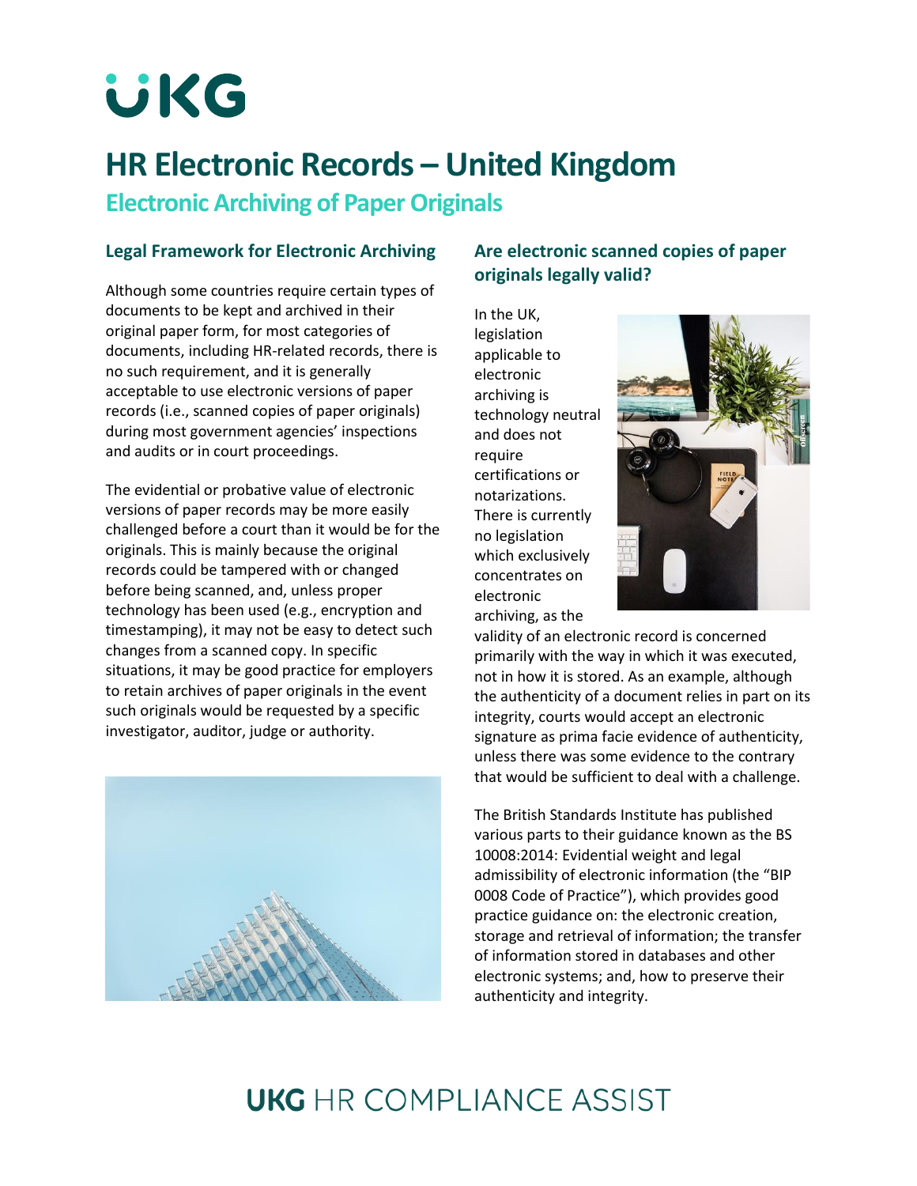# HR Electronic Records – United Kingdom

## Electronic Archiving of Paper Originals

### Legal Framework for Electronic Archiving

Although some countries require certain types of documents to be kept and archived in their original paper form, for most categories of documents, including HR-related records, there is no such requirement, and it is generally acceptable to use electronic versions of paper records (i.e., scanned copies of paper originals) during most government agencies' inspections and audits or in court proceedings.

The evidential or probative value of electronic versions of paper records may be more easily challenged before a court than it would be for the originals. This is mainly because the original records could be tampered with or changed before being scanned, and, unless proper technology has been used (e.g., encryption and timestamping), it may not be easy to detect such changes from a scanned copy. In specific situations, it may be good practice for employers to retain archives of paper originals in the event such originals would be requested by a specific investigator, auditor, judge or authority.

### Are electronic scanned copies of paper originals legally valid?

In the UK, legislation applicable to electronic archiving is technology neutral and does not require certifications or notarizations. There is currently no legislation which exclusively concentrates on electronic archiving, as the validity of an electronic record is concerned primarily with the way in which it was executed, not in how it is stored. As an example, although the authenticity of a document relies in part on its integrity, courts would accept an electronic signature as prima facie evidence of authenticity, unless there was some evidence to the contrary that would be sufficient to deal with a challenge.

The British Standards Institute has published various parts to their guidance known as the BS 10008:2014: Evidential weight and legal admissibility of electronic information (the "BIP 0008 Code of Practice"), which provides good practice guidance on: the electronic creation, storage and retrieval of information; the transfer of information stored in databases and other electronic systems; and, how to preserve their authenticity and integrity.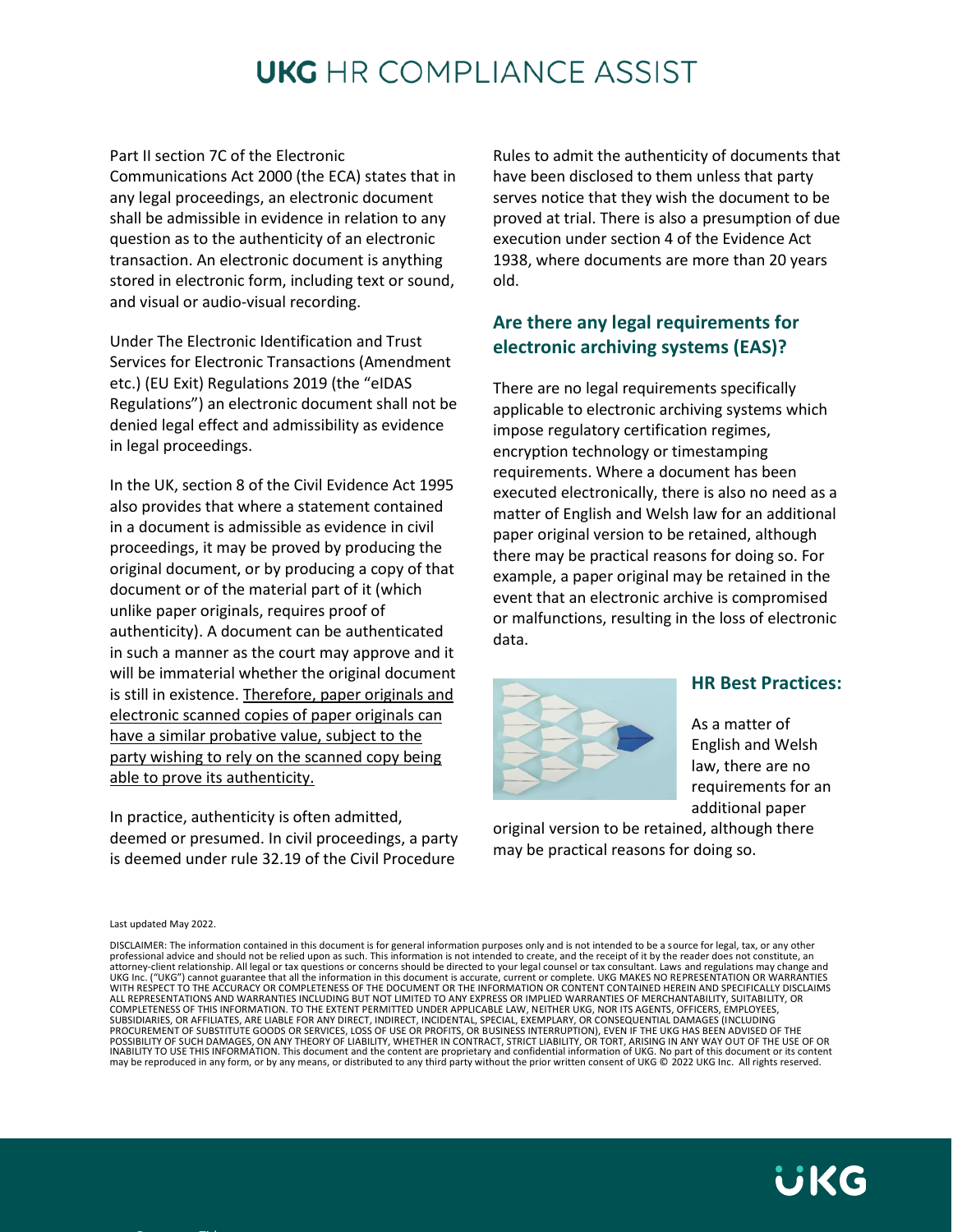Part II section 7C of the Electronic Communications Act 2000 (the ECA) states that in any legal proceedings, an electronic document shall be admissible in evidence in relation to any question as to the authenticity of an electronic transaction. An electronic document is anything stored in electronic form, including text or sound, and visual or audio-visual recording.

Under The Electronic Identification and Trust Services for Electronic Transactions (Amendment etc.) (EU Exit) Regulations 2019 (the "eIDAS Regulations") an electronic document shall not be denied legal effect and admissibility as evidence in legal proceedings.

In the UK, section 8 of the Civil Evidence Act 1995 also provides that where a statement contained in a document is admissible as evidence in civil proceedings, it may be proved by producing the original document, or by producing a copy of that document or of the material part of it (which unlike paper originals, requires proof of authenticity). A document can be authenticated in such a manner as the court may approve and it will be immaterial whether the original document is still in existence. Therefore, paper originals and electronic scanned copies of paper originals can have a similar probative value, subject to the party wishing to rely on the scanned copy being able to prove its authenticity.

In practice, authenticity is often admitted, deemed or presumed. In civil proceedings, a party is deemed under rule 32.19 of the Civil Procedure Rules to admit the authenticity of documents that have been disclosed to them unless that party serves notice that they wish the document to be proved at trial. There is also a presumption of due execution under section 4 of the Evidence Act 1938, where documents are more than 20 years old.

## Are there any legal requirements for electronic archiving systems (EAS)?

There are no legal requirements specifically applicable to electronic archiving systems which impose regulatory certification regimes, encryption technology or timestamping requirements. Where a document has been executed electronically, there is also no need as a matter of English and Welsh law for an additional paper original version to be retained, although there may be practical reasons for doing so. For example, a paper original may be retained in the event that an electronic archive is compromised or malfunctions, resulting in the loss of electronic data.

## HR Best Practices:

As a matter of English and Welsh law, there are no requirements for an additional paper original version to be retained, although there may be practical reasons for doing so.

Last updated May 2022.

DISCLAIMER: The information contained in this document is for general information purposes only and is not intended to be a source for legal, tax, or any other professional advice and should not be relied upon as such. This information is not intended to create, and the receipt of it by the reader does not constitute, an attorney-client relationship. All legal or tax questions or concerns should be directed to your legal counsel or tax consultant. Laws and regulations may change and UKG Inc. ("UKG") cannot guarantee that all the information in this document is accurate, current or complete. UKG MAKES NO REPRESENTATION OR WARRANTIES WITH RESPECT TO THE ACCURACY OR COMPLETENESS OF THE DOCUMENT OR THE INFORMATION OR CONTENT CONTAINED HEREIN AND SPECIFICALLY DISCLAIMS ALL REPRESENTATIONS AND WARRANTIES INCLUDING BUT NOT LIMITED TO ANY EXPRESS OR IMPLIED WARRANTIES OF MERCHANTABILITY, SUITABILITY, OR COMPLETENESS OF THIS INFORMATION. TO THE EXTENT PERMITTED UNDER APPLICABLE LAW, NEITHER UKG, NOR ITS AGENTS, OFFICERS, EMPLOYEES, SUBSIDIARIES, OR AFFILIATES, ARE LIABLE FOR ANY DIRECT, INDIRECT, INCIDENTAL, SPECIAL, EXEMPLARY, OR CONSEQUENTIAL DAMAGES (INCLUDING PROCUREMENT OF SUBSTITUTE GOODS OR SERVICES, LOSS OF USE OR PROFITS, OR BUSINESS INTERRUPTION), EVEN IF THE UKG HAS BEEN ADVISED OF THE POSSIBILITY OF SUCH DAMAGES, ON ANY THEORY OF LIABILITY, WHETHER IN CONTRACT, STRICT LIABILITY, OR TORT, ARISING IN ANY WAY OUT OF THE USE OF OR INABILITY TO USE THIS INFORMATION. This document and the content are proprietary and confidential information of UKG. No part of this document or its content may be reproduced in any form, or by any means, or distributed to any third party without the prior written consent of UKG © 2022 UKG Inc. All rights reserved.